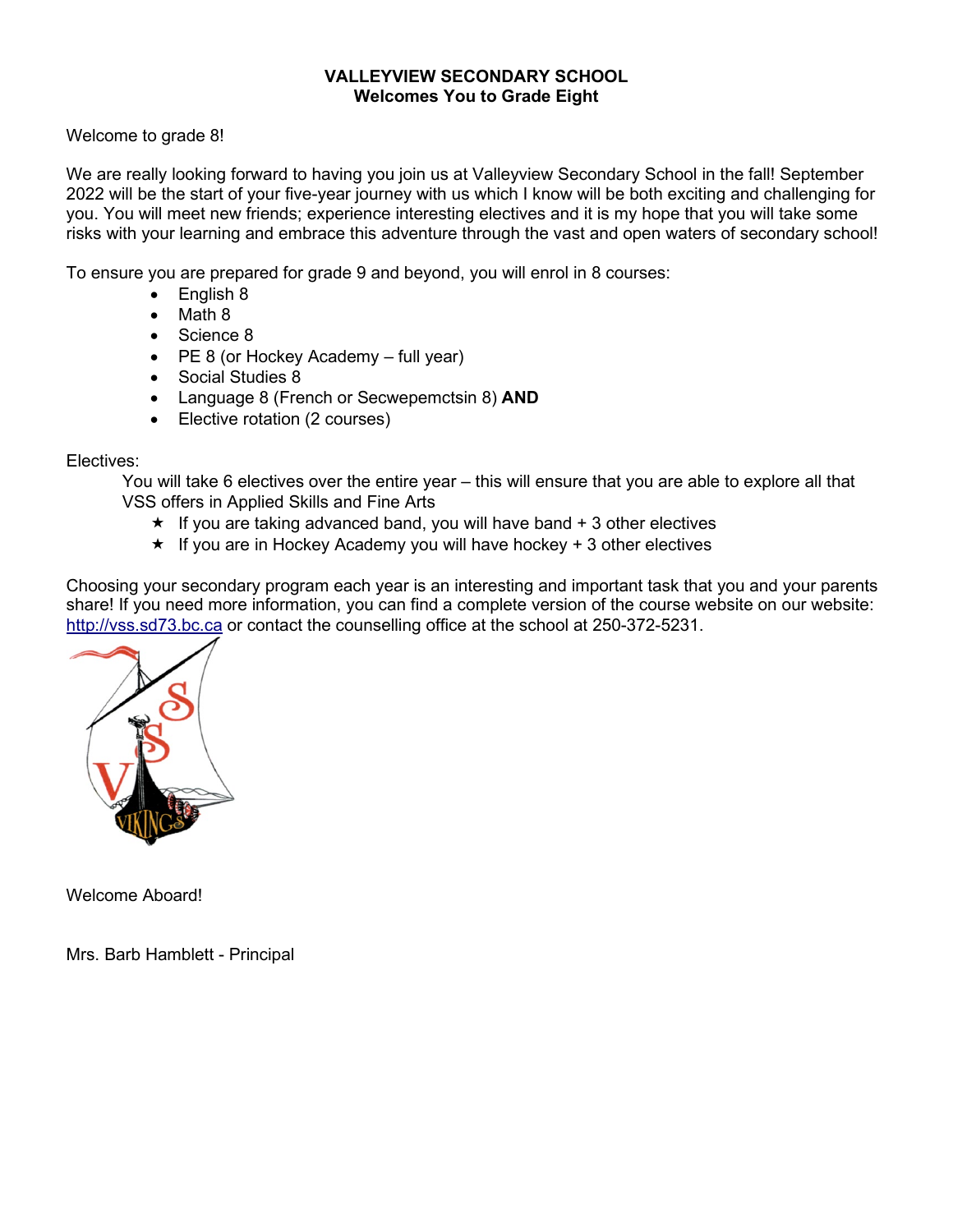# VALLEYVIEW SECONDARY SCHOOL
## Welcomes You to Grade Eight

Welcome to grade 8!

We are really looking forward to having you join us at Valleyview Secondary School in the fall! September 2022 will be the start of your five-year journey with us which I know will be both exciting and challenging for you. You will meet new friends; experience interesting electives and it is my hope that you will take some risks with your learning and embrace this adventure through the vast and open waters of secondary school!

To ensure you are prepared for grade 9 and beyond, you will enrol in 8 courses:

- English 8
- Math 8
- Science 8
- PE 8 (or Hockey Academy – full year)
- Social Studies 8
- Language 8 (French or Secwepemctsin 8) **AND**
- Elective rotation (2 courses)

Electives:

You will take 6 electives over the entire year – this will ensure that you are able to explore all that VSS offers in Applied Skills and Fine Arts

- ★ If you are taking advanced band, you will have band + 3 other electives
- ★ If you are in Hockey Academy you will have hockey + 3 other electives

Choosing your secondary program each year is an interesting and important task that you and your parents share! If you need more information, you can find a complete version of the course website on our website: http://vss.sd73.bc.ca or contact the counselling office at the school at 250-372-5231.

Welcome Aboard!

Mrs. Barb Hamblett - Principal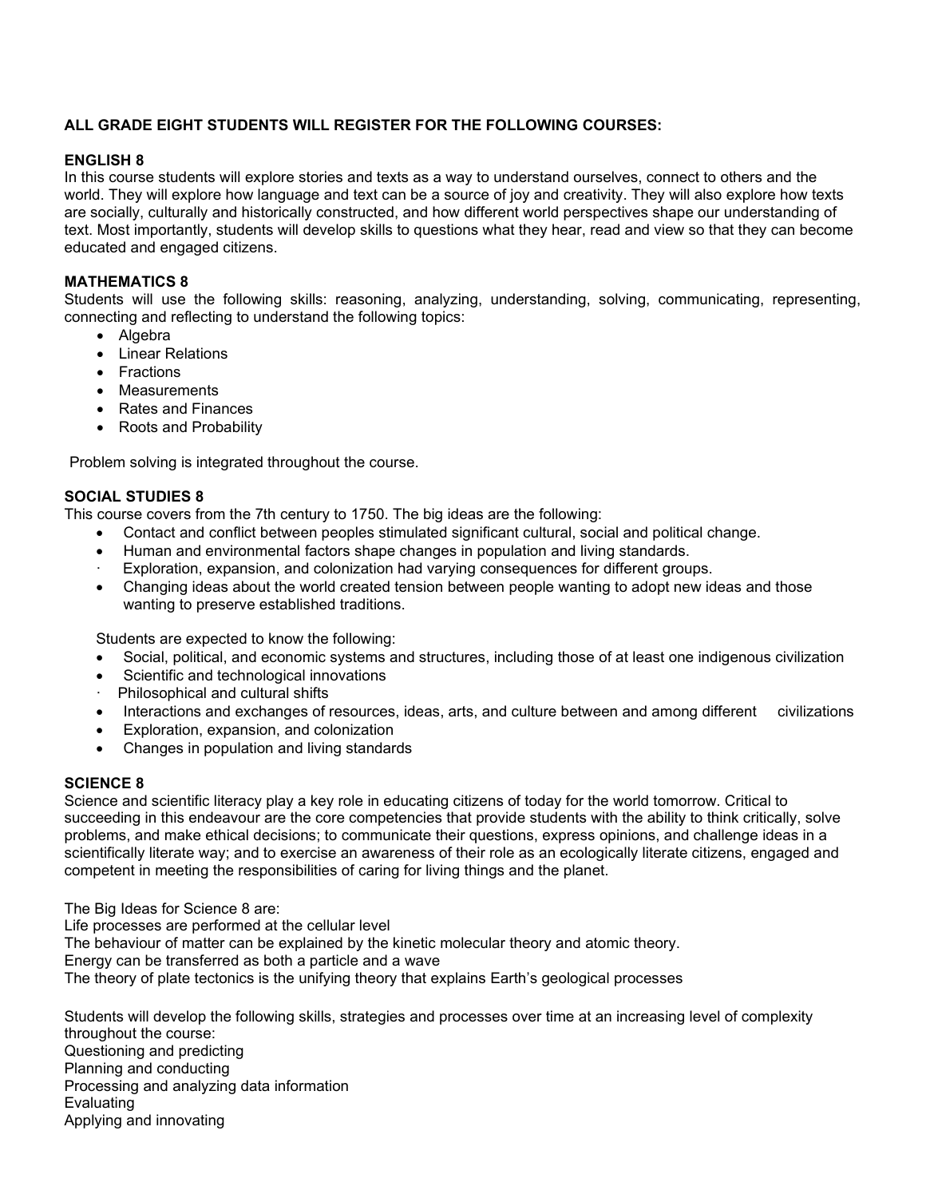**ALL GRADE EIGHT STUDENTS WILL REGISTER FOR THE FOLLOWING COURSES:**

**ENGLISH 8**

In this course students will explore stories and texts as a way to understand ourselves, connect to others and the world. They will explore how language and text can be a source of joy and creativity. They will also explore how texts are socially, culturally and historically constructed, and how different world perspectives shape our understanding of text. Most importantly, students will develop skills to questions what they hear, read and view so that they can become educated and engaged citizens.

**MATHEMATICS 8**

Students will use the following skills: reasoning, analyzing, understanding, solving, communicating, representing, connecting and reflecting to understand the following topics:

- Algebra
- Linear Relations
- Fractions
- Measurements
- Rates and Finances
- Roots and Probability

Problem solving is integrated throughout the course.

**SOCIAL STUDIES 8**

This course covers from the 7th century to 1750. The big ideas are the following:

- Contact and conflict between peoples stimulated significant cultural, social and political change.
- Human and environmental factors shape changes in population and living standards.
- Exploration, expansion, and colonization had varying consequences for different groups.
- Changing ideas about the world created tension between people wanting to adopt new ideas and those wanting to preserve established traditions.

Students are expected to know the following:

- Social, political, and economic systems and structures, including those of at least one indigenous civilization
- Scientific and technological innovations
- Philosophical and cultural shifts
- Interactions and exchanges of resources, ideas, arts, and culture between and among different civilizations
- Exploration, expansion, and colonization
- Changes in population and living standards

**SCIENCE 8**

Science and scientific literacy play a key role in educating citizens of today for the world tomorrow. Critical to succeeding in this endeavour are the core competencies that provide students with the ability to think critically, solve problems, and make ethical decisions; to communicate their questions, express opinions, and challenge ideas in a scientifically literate way; and to exercise an awareness of their role as an ecologically literate citizens, engaged and competent in meeting the responsibilities of caring for living things and the planet.

The Big Ideas for Science 8 are:
Life processes are performed at the cellular level
The behaviour of matter can be explained by the kinetic molecular theory and atomic theory.
Energy can be transferred as both a particle and a wave
The theory of plate tectonics is the unifying theory that explains Earth's geological processes

Students will develop the following skills, strategies and processes over time at an increasing level of complexity throughout the course:
Questioning and predicting
Planning and conducting
Processing and analyzing data information
Evaluating
Applying and innovating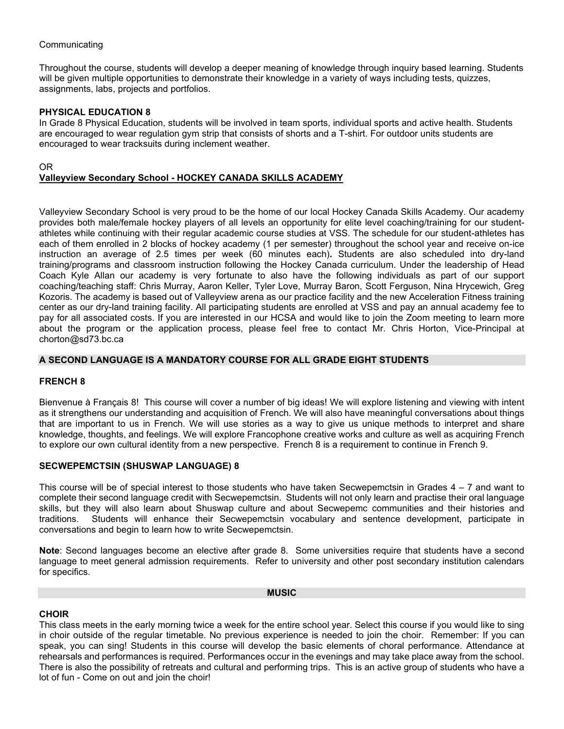Communicating

Throughout the course, students will develop a deeper meaning of knowledge through inquiry based learning. Students will be given multiple opportunities to demonstrate their knowledge in a variety of ways including tests, quizzes, assignments, labs, projects and portfolios.

### PHYSICAL EDUCATION 8

In Grade 8 Physical Education, students will be involved in team sports, individual sports and active health. Students are encouraged to wear regulation gym strip that consists of shorts and a T-shirt. For outdoor units students are encouraged to wear tracksuits during inclement weather.

OR

### Valleyview Secondary School - HOCKEY CANADA SKILLS ACADEMY

Valleyview Secondary School is very proud to be the home of our local Hockey Canada Skills Academy. Our academy provides both male/female hockey players of all levels an opportunity for elite level coaching/training for our student-athletes while continuing with their regular academic course studies at VSS. The schedule for our student-athletes has each of them enrolled in 2 blocks of hockey academy (1 per semester) throughout the school year and receive on-ice instruction an average of 2.5 times per week (60 minutes each). Students are also scheduled into dry-land training/programs and classroom instruction following the Hockey Canada curriculum. Under the leadership of Head Coach Kyle Allan our academy is very fortunate to also have the following individuals as part of our support coaching/teaching staff: Chris Murray, Aaron Keller, Tyler Love, Murray Baron, Scott Ferguson, Nina Hrycewich, Greg Kozoris. The academy is based out of Valleyview arena as our practice facility and the new Acceleration Fitness training center as our dry-land training facility. All participating students are enrolled at VSS and pay an annual academy fee to pay for all associated costs. If you are interested in our HCSA and would like to join the Zoom meeting to learn more about the program or the application process, please feel free to contact Mr. Chris Horton, Vice-Principal at chorton@sd73.bc.ca

## A SECOND LANGUAGE IS A MANDATORY COURSE FOR ALL GRADE EIGHT STUDENTS

### FRENCH 8

Bienvenue à Français 8! This course will cover a number of big ideas! We will explore listening and viewing with intent as it strengthens our understanding and acquisition of French. We will also have meaningful conversations about things that are important to us in French. We will use stories as a way to give us unique methods to interpret and share knowledge, thoughts, and feelings. We will explore Francophone creative works and culture as well as acquiring French to explore our own cultural identity from a new perspective. French 8 is a requirement to continue in French 9.

### SECWEPEMCTSIN (SHUSWAP LANGUAGE) 8

This course will be of special interest to those students who have taken Secwepemctsin in Grades 4 – 7 and want to complete their second language credit with Secwepemctsin. Students will not only learn and practise their oral language skills, but they will also learn about Shuswap culture and about Secwepemc communities and their histories and traditions. Students will enhance their Secwepemctsin vocabulary and sentence development, participate in conversations and begin to learn how to write Secwepemctsin.

**Note**: Second languages become an elective after grade 8. Some universities require that students have a second language to meet general admission requirements. Refer to university and other post secondary institution calendars for specifics.

## MUSIC

### CHOIR

This class meets in the early morning twice a week for the entire school year. Select this course if you would like to sing in choir outside of the regular timetable. No previous experience is needed to join the choir. Remember: If you can speak, you can sing! Students in this course will develop the basic elements of choral performance. Attendance at rehearsals and performances is required. Performances occur in the evenings and may take place away from the school. There is also the possibility of retreats and cultural and performing trips. This is an active group of students who have a lot of fun - Come on out and join the choir!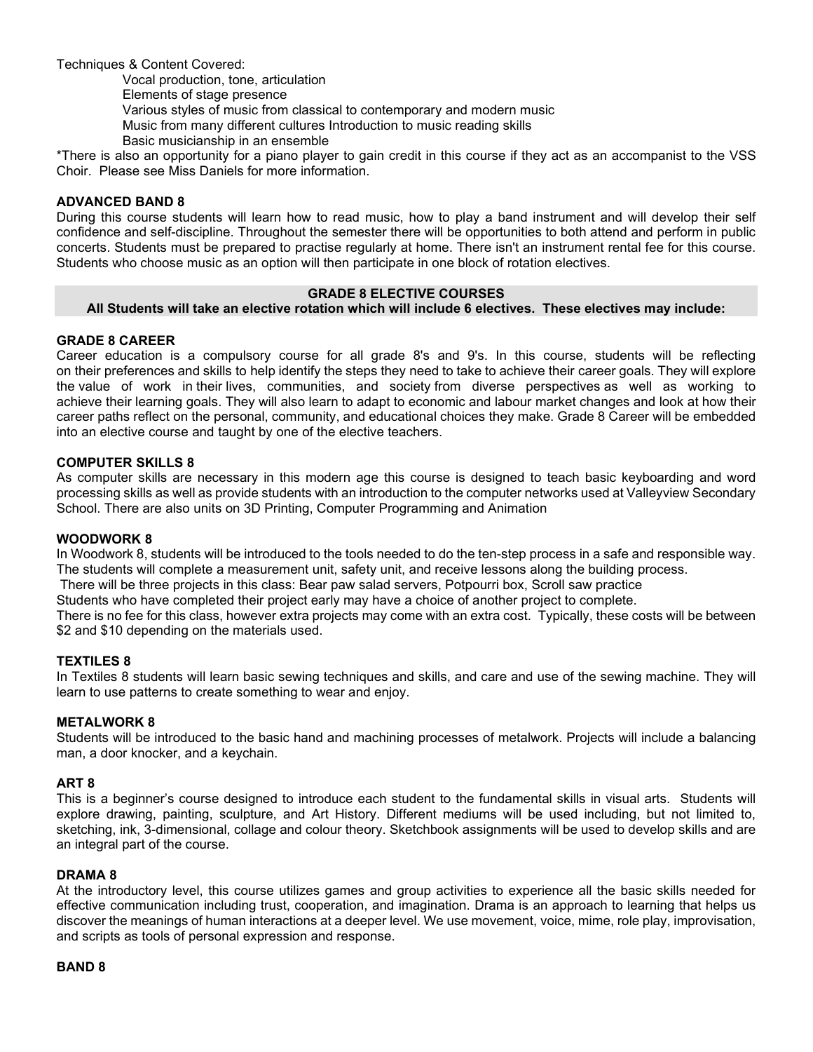Techniques & Content Covered:

- Vocal production, tone, articulation
- Elements of stage presence
- Various styles of music from classical to contemporary and modern music
- Music from many different cultures Introduction to music reading skills
- Basic musicianship in an ensemble

*There is also an opportunity for a piano player to gain credit in this course if they act as an accompanist to the VSS Choir. Please see Miss Daniels for more information.

### ADVANCED BAND 8

During this course students will learn how to read music, how to play a band instrument and will develop their self confidence and self-discipline. Throughout the semester there will be opportunities to both attend and perform in public concerts. Students must be prepared to practise regularly at home. There isn't an instrument rental fee for this course. Students who choose music as an option will then participate in one block of rotation electives.

## GRADE 8 ELECTIVE COURSES

**All Students will take an elective rotation which will include 6 electives. These electives may include:**

### GRADE 8 CAREER

Career education is a compulsory course for all grade 8's and 9's. In this course, students will be reflecting on their preferences and skills to help identify the steps they need to take to achieve their career goals. They will explore the value of work in their lives, communities, and society from diverse perspectives as well as working to achieve their learning goals. They will also learn to adapt to economic and labour market changes and look at how their career paths reflect on the personal, community, and educational choices they make. Grade 8 Career will be embedded into an elective course and taught by one of the elective teachers.

### COMPUTER SKILLS 8

As computer skills are necessary in this modern age this course is designed to teach basic keyboarding and word processing skills as well as provide students with an introduction to the computer networks used at Valleyview Secondary School. There are also units on 3D Printing, Computer Programming and Animation

### WOODWORK 8

In Woodwork 8, students will be introduced to the tools needed to do the ten-step process in a safe and responsible way. The students will complete a measurement unit, safety unit, and receive lessons along the building process.

There will be three projects in this class: Bear paw salad servers, Potpourri box, Scroll saw practice

Students who have completed their project early may have a choice of another project to complete.

There is no fee for this class, however extra projects may come with an extra cost. Typically, these costs will be between $2 and $10 depending on the materials used.

### TEXTILES 8

In Textiles 8 students will learn basic sewing techniques and skills, and care and use of the sewing machine. They will learn to use patterns to create something to wear and enjoy.

### METALWORK 8

Students will be introduced to the basic hand and machining processes of metalwork. Projects will include a balancing man, a door knocker, and a keychain.

### ART 8

This is a beginner's course designed to introduce each student to the fundamental skills in visual arts. Students will explore drawing, painting, sculpture, and Art History. Different mediums will be used including, but not limited to, sketching, ink, 3-dimensional, collage and colour theory. Sketchbook assignments will be used to develop skills and are an integral part of the course.

### DRAMA 8

At the introductory level, this course utilizes games and group activities to experience all the basic skills needed for effective communication including trust, cooperation, and imagination. Drama is an approach to learning that helps us discover the meanings of human interactions at a deeper level. We use movement, voice, mime, role play, improvisation, and scripts as tools of personal expression and response.

### BAND 8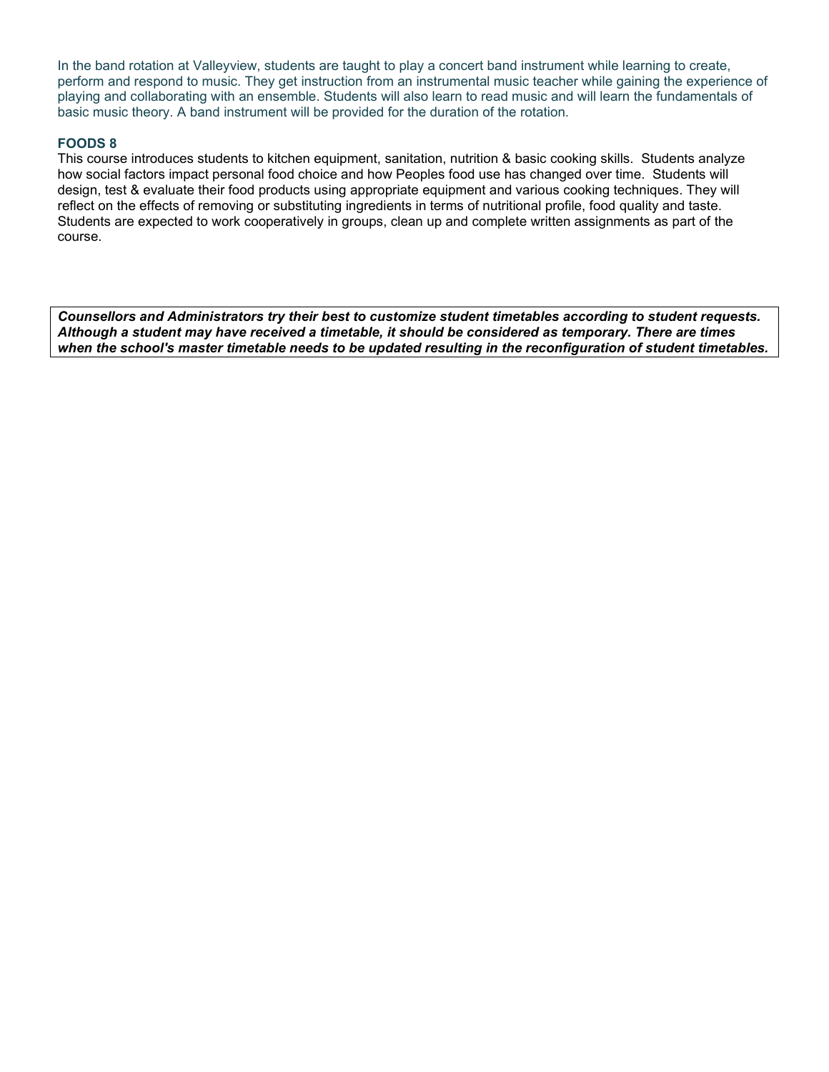In the band rotation at Valleyview, students are taught to play a concert band instrument while learning to create, perform and respond to music. They get instruction from an instrumental music teacher while gaining the experience of playing and collaborating with an ensemble. Students will also learn to read music and will learn the fundamentals of basic music theory. A band instrument will be provided for the duration of the rotation.

### FOODS 8

This course introduces students to kitchen equipment, sanitation, nutrition & basic cooking skills. Students analyze how social factors impact personal food choice and how Peoples food use has changed over time. Students will design, test & evaluate their food products using appropriate equipment and various cooking techniques. They will reflect on the effects of removing or substituting ingredients in terms of nutritional profile, food quality and taste. Students are expected to work cooperatively in groups, clean up and complete written assignments as part of the course.

***Counsellors and Administrators try their best to customize student timetables according to student requests. Although a student may have received a timetable, it should be considered as temporary. There are times when the school's master timetable needs to be updated resulting in the reconfiguration of student timetables.***